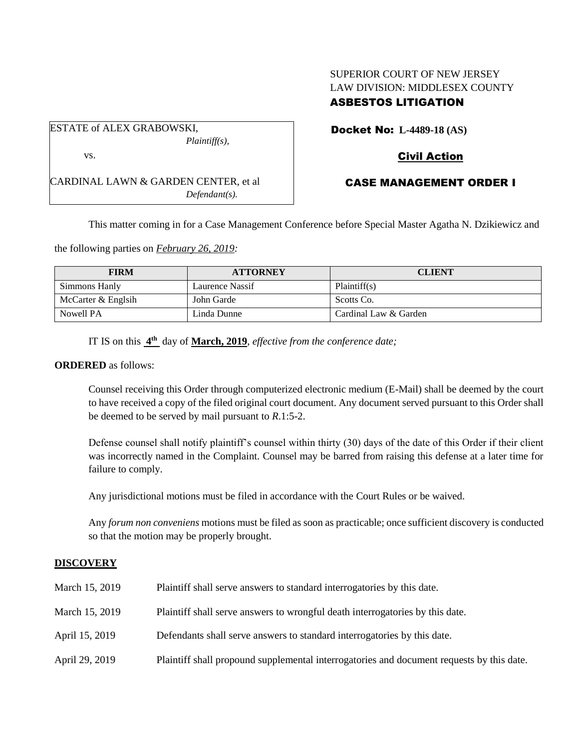SUPERIOR COURT OF NEW JERSEY
LAW DIVISION: MIDDLESEX COUNTY

**ASBESTOS LITIGATION**

| |
|---|
| ESTATE of ALEX GRABOWSKI, *Plaintiff(s),* |
| vs. |
| CARDINAL LAWN & GARDEN CENTER, et al *Defendant(s).* |

**Docket No: L-4489-18 (AS)**

**Civil Action**

**CASE MANAGEMENT ORDER I**

This matter coming in for a Case Management Conference before Special Master Agatha N. Dzikiewicz and the following parties on *February 26, 2019:*

| FIRM | ATTORNEY | CLIENT |
|---|---|---|
| Simmons Hanly | Laurence Nassif | Plaintiff(s) |
| McCarter & Englsih | John Garde | Scotts Co. |
| Nowell PA | Linda Dunne | Cardinal Law & Garden |

IT IS on this **4th** day of **March, 2019**, *effective from the conference date;*

**ORDERED** as follows:

Counsel receiving this Order through computerized electronic medium (E-Mail) shall be deemed by the court to have received a copy of the filed original court document. Any document served pursuant to this Order shall be deemed to be served by mail pursuant to *R*.1:5-2.

Defense counsel shall notify plaintiff's counsel within thirty (30) days of the date of this Order if their client was incorrectly named in the Complaint. Counsel may be barred from raising this defense at a later time for failure to comply.

Any jurisdictional motions must be filed in accordance with the Court Rules or be waived.

Any *forum non conveniens* motions must be filed as soon as practicable; once sufficient discovery is conducted so that the motion may be properly brought.

## DISCOVERY

| | |
|---|---|
| March 15, 2019 | Plaintiff shall serve answers to standard interrogatories by this date. |
| March 15, 2019 | Plaintiff shall serve answers to wrongful death interrogatories by this date. |
| April 15, 2019 | Defendants shall serve answers to standard interrogatories by this date. |
| April 29, 2019 | Plaintiff shall propound supplemental interrogatories and document requests by this date. |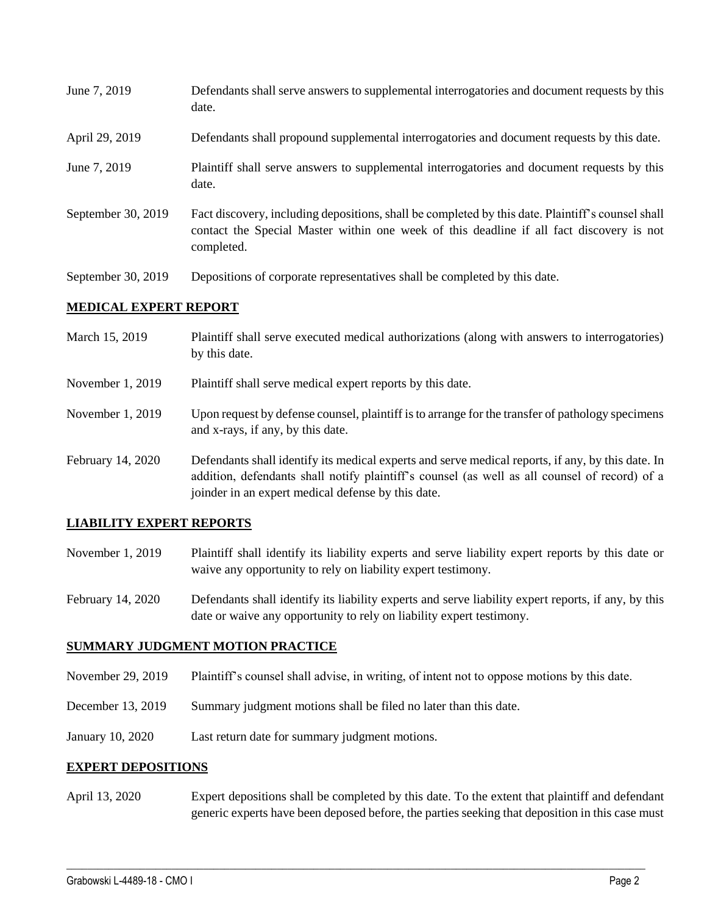| | |
|---|---|
| June 7, 2019 | Defendants shall serve answers to supplemental interrogatories and document requests by this date. |
| April 29, 2019 | Defendants shall propound supplemental interrogatories and document requests by this date. |
| June 7, 2019 | Plaintiff shall serve answers to supplemental interrogatories and document requests by this date. |
| September 30, 2019 | Fact discovery, including depositions, shall be completed by this date. Plaintiff's counsel shall contact the Special Master within one week of this deadline if all fact discovery is not completed. |
| September 30, 2019 | Depositions of corporate representatives shall be completed by this date. |

## MEDICAL EXPERT REPORT

| | |
|---|---|
| March 15, 2019 | Plaintiff shall serve executed medical authorizations (along with answers to interrogatories) by this date. |
| November 1, 2019 | Plaintiff shall serve medical expert reports by this date. |
| November 1, 2019 | Upon request by defense counsel, plaintiff is to arrange for the transfer of pathology specimens and x-rays, if any, by this date. |
| February 14, 2020 | Defendants shall identify its medical experts and serve medical reports, if any, by this date. In addition, defendants shall notify plaintiff's counsel (as well as all counsel of record) of a joinder in an expert medical defense by this date. |

## LIABILITY EXPERT REPORTS

| | |
|---|---|
| November 1, 2019 | Plaintiff shall identify its liability experts and serve liability expert reports by this date or waive any opportunity to rely on liability expert testimony. |
| February 14, 2020 | Defendants shall identify its liability experts and serve liability expert reports, if any, by this date or waive any opportunity to rely on liability expert testimony. |

## SUMMARY JUDGMENT MOTION PRACTICE

| | |
|---|---|
| November 29, 2019 | Plaintiff's counsel shall advise, in writing, of intent not to oppose motions by this date. |
| December 13, 2019 | Summary judgment motions shall be filed no later than this date. |
| January 10, 2020 | Last return date for summary judgment motions. |

## EXPERT DEPOSITIONS

| | |
|---|---|
| April 13, 2020 | Expert depositions shall be completed by this date. To the extent that plaintiff and defendant generic experts have been deposed before, the parties seeking that deposition in this case must |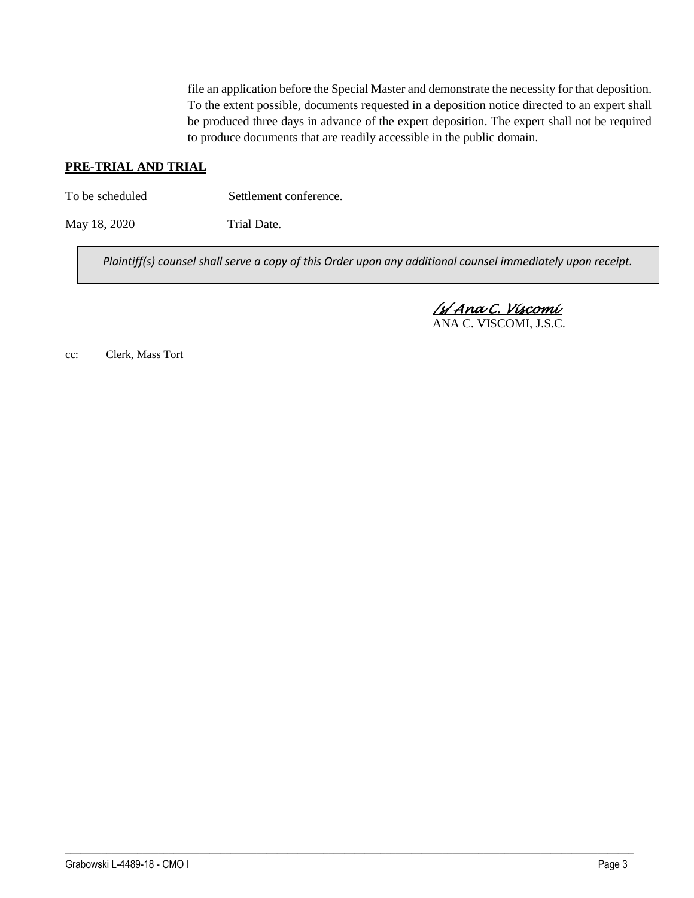file an application before the Special Master and demonstrate the necessity for that deposition. To the extent possible, documents requested in a deposition notice directed to an expert shall be produced three days in advance of the expert deposition. The expert shall not be required to produce documents that are readily accessible in the public domain.

**PRE-TRIAL AND TRIAL**

| | |
|---|---|
| To be scheduled | Settlement conference. |
| May 18, 2020 | Trial Date. |

*Plaintiff(s) counsel shall serve a copy of this Order upon any additional counsel immediately upon receipt.*

/s/ Ana C. Viscomi
ANA C. VISCOMI, J.S.C.

cc: Clerk, Mass Tort